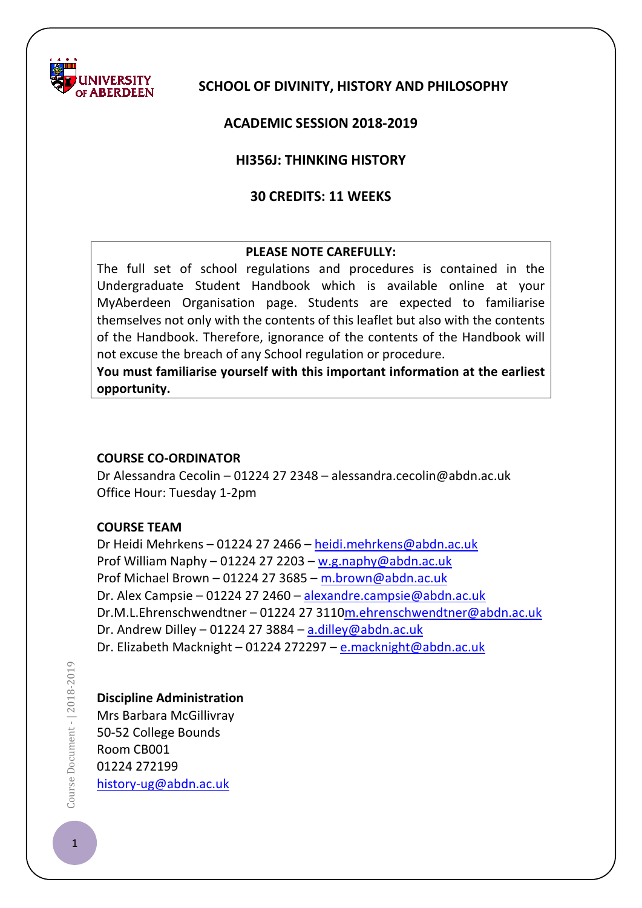UNIVERSITY OF ABERDEEN

# SCHOOL OF DIVINITY, HISTORY AND PHILOSOPHY

## ACADEMIC SESSION 2018-2019

## HI356J: THINKING HISTORY

## 30 CREDITS: 11 WEEKS

**PLEASE NOTE CAREFULLY:**

The full set of school regulations and procedures is contained in the Undergraduate Student Handbook which is available online at your MyAberdeen Organisation page. Students are expected to familiarise themselves not only with the contents of this leaflet but also with the contents of the Handbook. Therefore, ignorance of the contents of the Handbook will not excuse the breach of any School regulation or procedure.
**You must familiarise yourself with this important information at the earliest opportunity.**

**COURSE CO-ORDINATOR**
Dr Alessandra Cecolin – 01224 27 2348 – alessandra.cecolin@abdn.ac.uk
Office Hour: Tuesday 1-2pm

**COURSE TEAM**
Dr Heidi Mehrkens – 01224 27 2466 – heidi.mehrkens@abdn.ac.uk
Prof William Naphy – 01224 27 2203 – w.g.naphy@abdn.ac.uk
Prof Michael Brown – 01224 27 3685 – m.brown@abdn.ac.uk
Dr. Alex Campsie – 01224 27 2460 – alexandre.campsie@abdn.ac.uk
Dr.M.L.Ehrenschwendtner – 01224 27 3110m.ehrenschwendtner@abdn.ac.uk
Dr. Andrew Dilley – 01224 27 3884 – a.dilley@abdn.ac.uk
Dr. Elizabeth Macknight – 01224 272297 – e.macknight@abdn.ac.uk

**Discipline Administration**
Mrs Barbara McGillivray
50-52 College Bounds
Room CB001
01224 272199
history-ug@abdn.ac.uk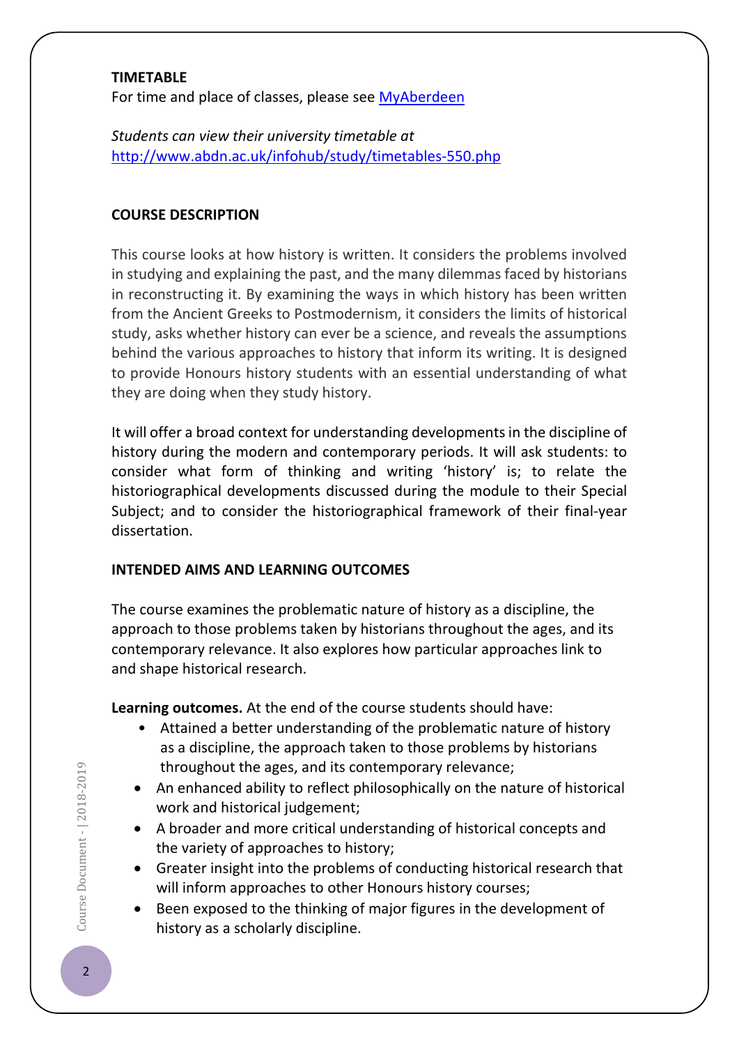**TIMETABLE**

For time and place of classes, please see [MyAberdeen]

*Students can view their university timetable at* http://www.abdn.ac.uk/infohub/study/timetables-550.php

**COURSE DESCRIPTION**

This course looks at how history is written. It considers the problems involved in studying and explaining the past, and the many dilemmas faced by historians in reconstructing it. By examining the ways in which history has been written from the Ancient Greeks to Postmodernism, it considers the limits of historical study, asks whether history can ever be a science, and reveals the assumptions behind the various approaches to history that inform its writing. It is designed to provide Honours history students with an essential understanding of what they are doing when they study history.

It will offer a broad context for understanding developments in the discipline of history during the modern and contemporary periods. It will ask students: to consider what form of thinking and writing 'history' is; to relate the historiographical developments discussed during the module to their Special Subject; and to consider the historiographical framework of their final-year dissertation.

**INTENDED AIMS AND LEARNING OUTCOMES**

The course examines the problematic nature of history as a discipline, the approach to those problems taken by historians throughout the ages, and its contemporary relevance. It also explores how particular approaches link to and shape historical research.

**Learning outcomes.** At the end of the course students should have:

- Attained a better understanding of the problematic nature of history as a discipline, the approach taken to those problems by historians throughout the ages, and its contemporary relevance;
- An enhanced ability to reflect philosophically on the nature of historical work and historical judgement;
- A broader and more critical understanding of historical concepts and the variety of approaches to history;
- Greater insight into the problems of conducting historical research that will inform approaches to other Honours history courses;
- Been exposed to the thinking of major figures in the development of history as a scholarly discipline.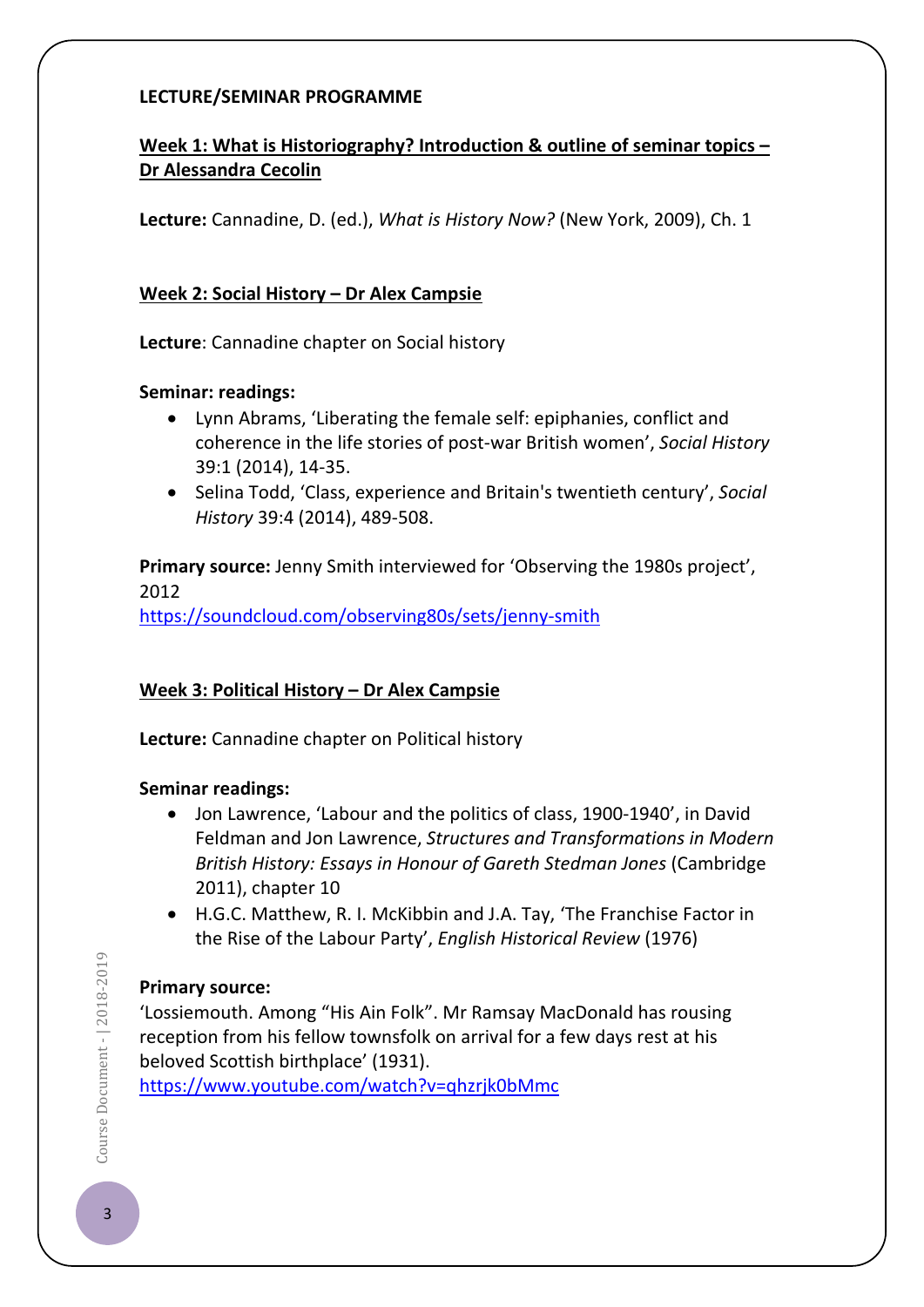**LECTURE/SEMINAR PROGRAMME**

**Week 1: What is Historiography? Introduction & outline of seminar topics – Dr Alessandra Cecolin**

**Lecture:** Cannadine, D. (ed.), *What is History Now?* (New York, 2009), Ch. 1

**Week 2: Social History – Dr Alex Campsie**

**Lecture**: Cannadine chapter on Social history

**Seminar: readings:**

- Lynn Abrams, 'Liberating the female self: epiphanies, conflict and coherence in the life stories of post-war British women', *Social History* 39:1 (2014), 14-35.
- Selina Todd, 'Class, experience and Britain's twentieth century', *Social History* 39:4 (2014), 489-508.

**Primary source:** Jenny Smith interviewed for 'Observing the 1980s project', 2012
https://soundcloud.com/observing80s/sets/jenny-smith

**Week 3: Political History – Dr Alex Campsie**

**Lecture:** Cannadine chapter on Political history

**Seminar readings:**

- Jon Lawrence, 'Labour and the politics of class, 1900-1940', in David Feldman and Jon Lawrence, *Structures and Transformations in Modern British History: Essays in Honour of Gareth Stedman Jones* (Cambridge 2011), chapter 10
- H.G.C. Matthew, R. I. McKibbin and J.A. Tay, 'The Franchise Factor in the Rise of the Labour Party', *English Historical Review* (1976)

**Primary source:**
'Lossiemouth. Among "His Ain Folk". Mr Ramsay MacDonald has rousing reception from his fellow townsfolk on arrival for a few days rest at his beloved Scottish birthplace' (1931).
https://www.youtube.com/watch?v=qhzrjk0bMmc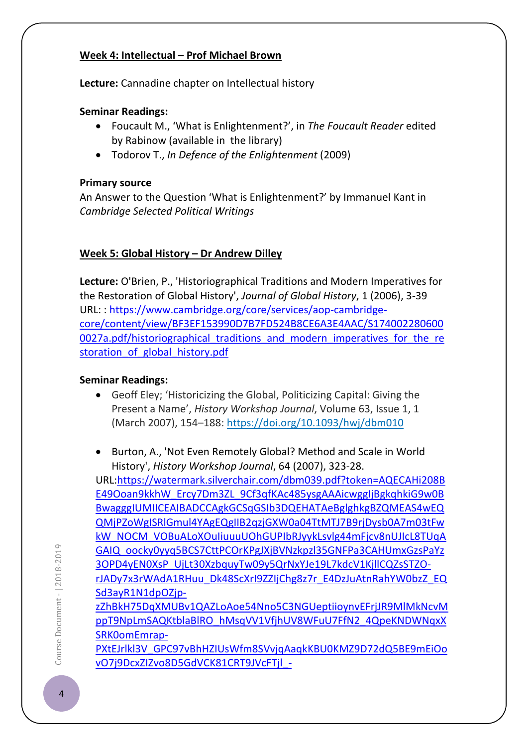**Week 4: Intellectual – Prof Michael Brown**

**Lecture:** Cannadine chapter on Intellectual history

**Seminar Readings:**

- Foucault M., 'What is Enlightenment?', in *The Foucault Reader* edited by Rabinow (available in the library)
- Todorov T., *In Defence of the Enlightenment* (2009)

**Primary source**

An Answer to the Question 'What is Enlightenment?' by Immanuel Kant in *Cambridge Selected Political Writings*

**Week 5: Global History – Dr Andrew Dilley**

**Lecture:** O'Brien, P., 'Historiographical Traditions and Modern Imperatives for the Restoration of Global History', *Journal of Global History*, 1 (2006), 3-39

URL: : https://www.cambridge.org/core/services/aop-cambridge-core/content/view/BF3EF153990D7B7FD524B8CE6A3E4AAC/S1740022806000027a.pdf/historiographical_traditions_and_modern_imperatives_for_the_restoration_of_global_history.pdf

**Seminar Readings:**

- Geoff Eley; 'Historicizing the Global, Politicizing Capital: Giving the Present a Name', *History Workshop Journal*, Volume 63, Issue 1, 1 (March 2007), 154–188: https://doi.org/10.1093/hwj/dbm010

- Burton, A., 'Not Even Remotely Global? Method and Scale in World History', *History Workshop Journal*, 64 (2007), 323-28.

URL:https://watermark.silverchair.com/dbm039.pdf?token=AQECAHi208BE49Ooan9kkhW_Ercy7Dm3ZL_9Cf3qfKAc485ysgAAAicwggIjBgkqhkiG9w0BBwagggIUMIICEAIBADCCAgkGCSqGSIb3DQEHATAeBglghkgBZQMEAS4wEQQMjPZoWgISRlGmul4YAgEQgIIB2qzjGXW0a04TtMTJ7B9rjDysb0A7m03tFwkW_NOCM_VOBuALoXOuIiuuuUOhGUPIbRJyykLsvlg44mFjcv8nUJIcL8TUqAGAIQ_oocky0yyq5BCS7CttPCOrKPgJXjBVNzkpzl35GNFPa3CAHUmxGzsPaYz3OPD4yEN0XsP_UjLt30XzbquyTw09y5QrNxYJe19L7kdcV1KjlICQZsSTZO-rJADy7x3rWAdA1RHuu_Dk48ScXrI9ZZIjChg8z7r_E4DzJuAtnRahYW0bzZ_EQSd3ayR1N1dpOZjp-zZhBkH75DqXMUBv1QAZLoAoe54Nno5C3NGUeptiioynvEFrjJR9MlMkNcvMppT9NpLmSAQKtblaBlRO_hMsqVV1VfjhUV8WFuU7FfN2_4QpeKNDWNqxXSRK0omEmrap-PXtEJrlkl3V_GPC97vBhHZIUsWfm8SVvjqAaqkKBU0KMZ9D72dQ5BE9mEiOovO7j9DcxZIZvo8D5GdVCK81CRT9JVcFTjl_-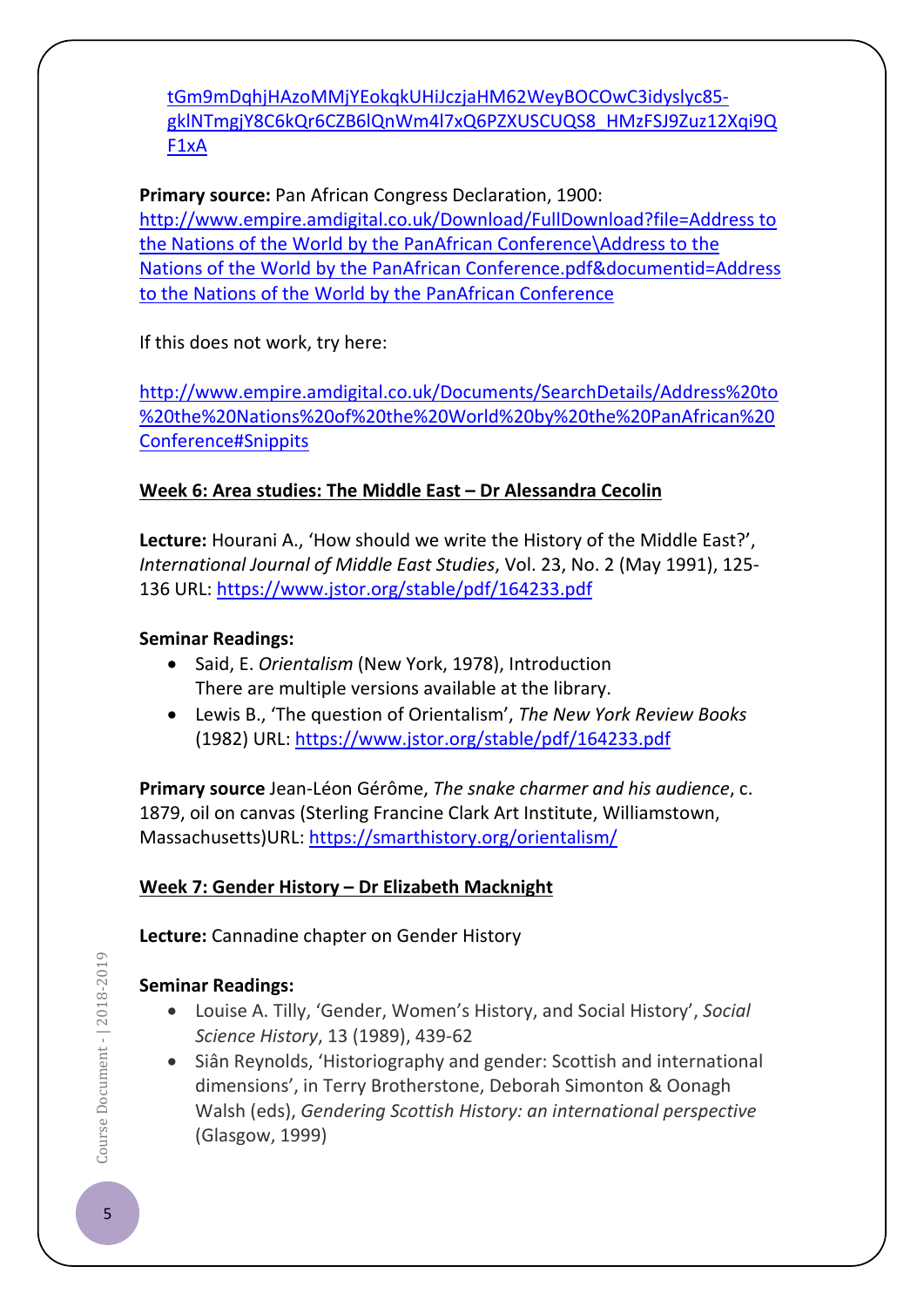tGm9mDqhjHAzoMMjYEokqkUHiJczjaHM62WeyBOCOwC3idyslyc85-gklNTmgjY8C6kQr6CZB6lQnWm4l7xQ6PZXUSCUQS8_HMzFSJ9Zuz12Xqi9QF1xA

**Primary source:** Pan African Congress Declaration, 1900: http://www.empire.amdigital.co.uk/Download/FullDownload?file=Address to the Nations of the World by the PanAfrican Conference\Address to the Nations of the World by the PanAfrican Conference.pdf&documentid=Address to the Nations of the World by the PanAfrican Conference

If this does not work, try here:

http://www.empire.amdigital.co.uk/Documents/SearchDetails/Address%20to%20the%20Nations%20of%20the%20World%20by%20the%20PanAfrican%20Conference#Snippits

## Week 6: Area studies: The Middle East – Dr Alessandra Cecolin

**Lecture:** Hourani A., 'How should we write the History of the Middle East?', *International Journal of Middle East Studies*, Vol. 23, No. 2 (May 1991), 125-136 URL: https://www.jstor.org/stable/pdf/164233.pdf

**Seminar Readings:**

- Said, E. *Orientalism* (New York, 1978), Introduction
  There are multiple versions available at the library.
- Lewis B., 'The question of Orientalism', *The New York Review Books* (1982) URL: https://www.jstor.org/stable/pdf/164233.pdf

**Primary source** Jean-Léon Gérôme, *The snake charmer and his audience*, c. 1879, oil on canvas (Sterling Francine Clark Art Institute, Williamstown, Massachusetts)URL: https://smarthistory.org/orientalism/

## Week 7: Gender History – Dr Elizabeth Macknight

**Lecture:** Cannadine chapter on Gender History

**Seminar Readings:**

- Louise A. Tilly, 'Gender, Women's History, and Social History', *Social Science History*, 13 (1989), 439-62
- Siân Reynolds, 'Historiography and gender: Scottish and international dimensions', in Terry Brotherstone, Deborah Simonton & Oonagh Walsh (eds), *Gendering Scottish History: an international perspective* (Glasgow, 1999)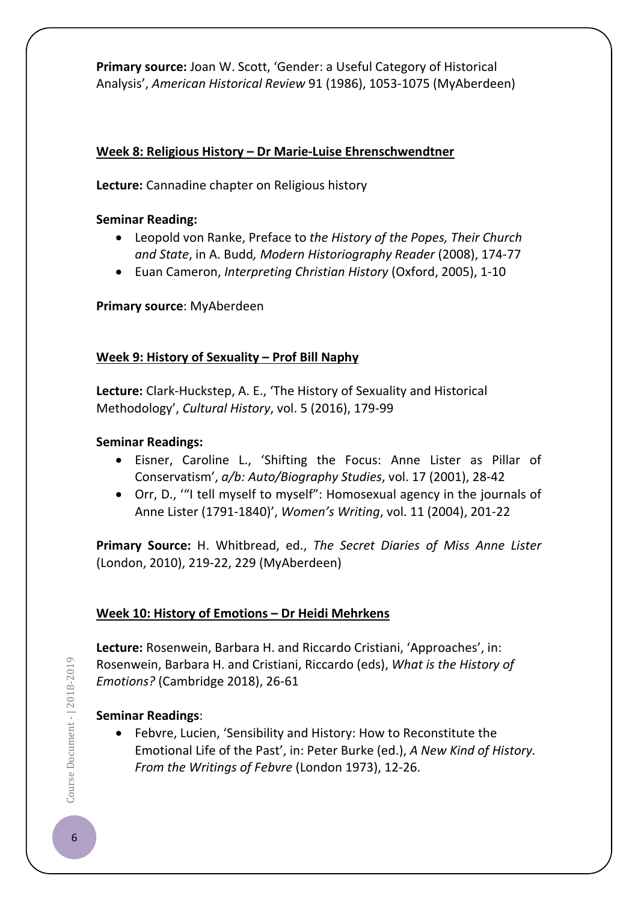**Primary source:** Joan W. Scott, 'Gender: a Useful Category of Historical Analysis', *American Historical Review* 91 (1986), 1053-1075 (MyAberdeen)

### Week 8: Religious History – Dr Marie-Luise Ehrenschwendtner

**Lecture:** Cannadine chapter on Religious history

**Seminar Reading:**

- Leopold von Ranke, Preface to *the History of the Popes, Their Church and State*, in A. Budd*, Modern Historiography Reader* (2008), 174-77
- Euan Cameron, *Interpreting Christian History* (Oxford, 2005), 1-10

**Primary source**: MyAberdeen

### Week 9: History of Sexuality – Prof Bill Naphy

**Lecture:** Clark-Huckstep, A. E., 'The History of Sexuality and Historical Methodology', *Cultural History*, vol. 5 (2016), 179-99

**Seminar Readings:**

- Eisner, Caroline L., 'Shifting the Focus: Anne Lister as Pillar of Conservatism', *a/b: Auto/Biography Studies*, vol. 17 (2001), 28-42
- Orr, D., '"I tell myself to myself": Homosexual agency in the journals of Anne Lister (1791-1840)', *Women's Writing*, vol. 11 (2004), 201-22

**Primary Source:** H. Whitbread, ed., *The Secret Diaries of Miss Anne Lister* (London, 2010), 219-22, 229 (MyAberdeen)

### Week 10: History of Emotions – Dr Heidi Mehrkens

**Lecture:** Rosenwein, Barbara H. and Riccardo Cristiani, 'Approaches', in: Rosenwein, Barbara H. and Cristiani, Riccardo (eds), *What is the History of Emotions?* (Cambridge 2018), 26-61

**Seminar Readings**:

- Febvre, Lucien, 'Sensibility and History: How to Reconstitute the Emotional Life of the Past', in: Peter Burke (ed.), *A New Kind of History. From the Writings of Febvre* (London 1973), 12-26.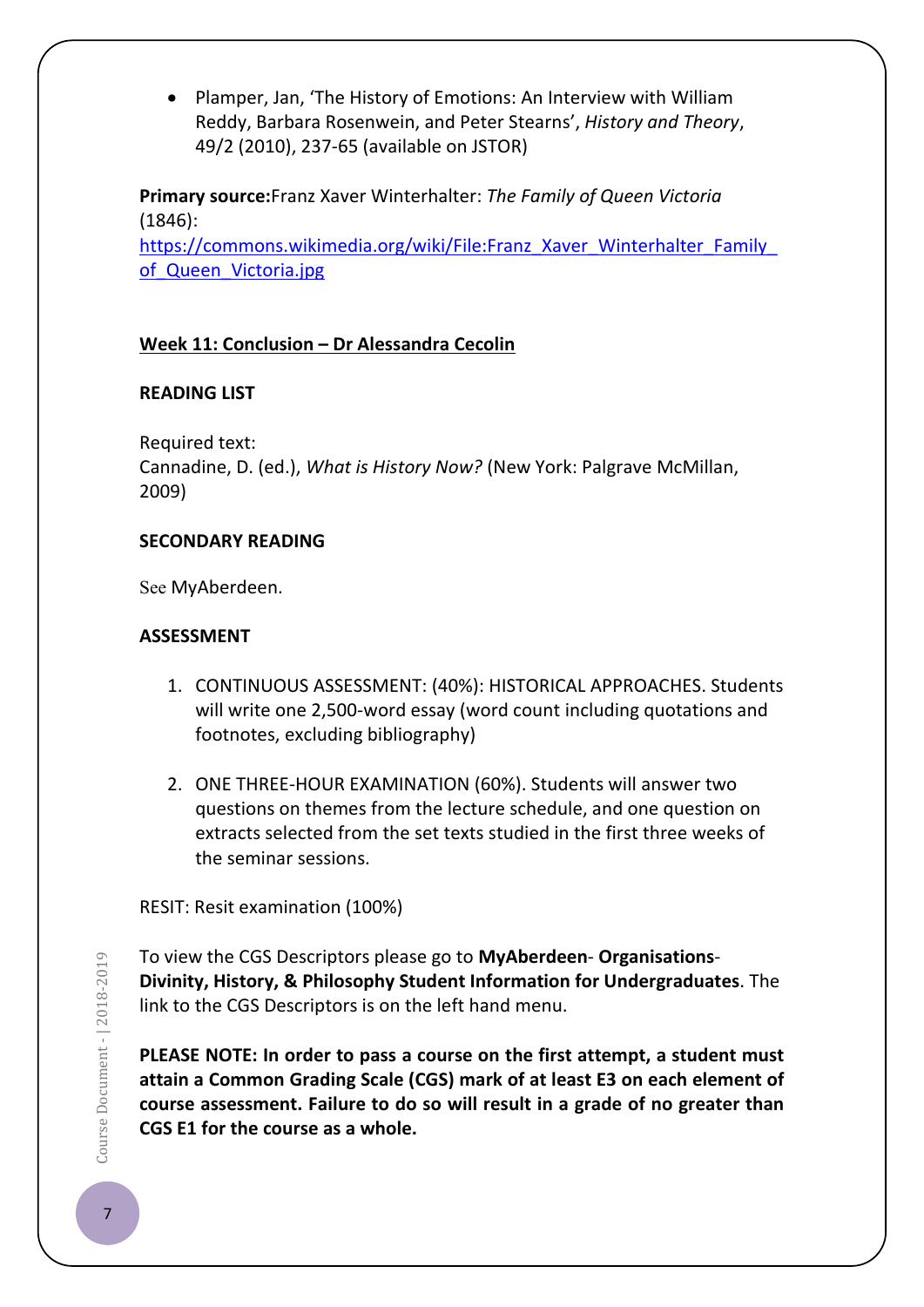- Plamper, Jan, 'The History of Emotions: An Interview with William Reddy, Barbara Rosenwein, and Peter Stearns', *History and Theory*, 49/2 (2010), 237-65 (available on JSTOR)

**Primary source:** Franz Xaver Winterhalter: *The Family of Queen Victoria* (1846): [https://commons.wikimedia.org/wiki/File:Franz_Xaver_Winterhalter_Family_of_Queen_Victoria.jpg](https://commons.wikimedia.org/wiki/File:Franz_Xaver_Winterhalter_Family_of_Queen_Victoria.jpg)

**Week 11: Conclusion – Dr Alessandra Cecolin**

**READING LIST**

Required text:
Cannadine, D. (ed.), *What is History Now?* (New York: Palgrave McMillan, 2009)

**SECONDARY READING**

See MyAberdeen.

**ASSESSMENT**

1. CONTINUOUS ASSESSMENT: (40%): HISTORICAL APPROACHES. Students will write one 2,500-word essay (word count including quotations and footnotes, excluding bibliography)

2. ONE THREE-HOUR EXAMINATION (60%). Students will answer two questions on themes from the lecture schedule, and one question on extracts selected from the set texts studied in the first three weeks of the seminar sessions.

RESIT: Resit examination (100%)

To view the CGS Descriptors please go to **MyAberdeen**- **Organisations**- **Divinity, History, & Philosophy Student Information for Undergraduates**. The link to the CGS Descriptors is on the left hand menu.

**PLEASE NOTE: In order to pass a course on the first attempt, a student must attain a Common Grading Scale (CGS) mark of at least E3 on each element of course assessment. Failure to do so will result in a grade of no greater than CGS E1 for the course as a whole.**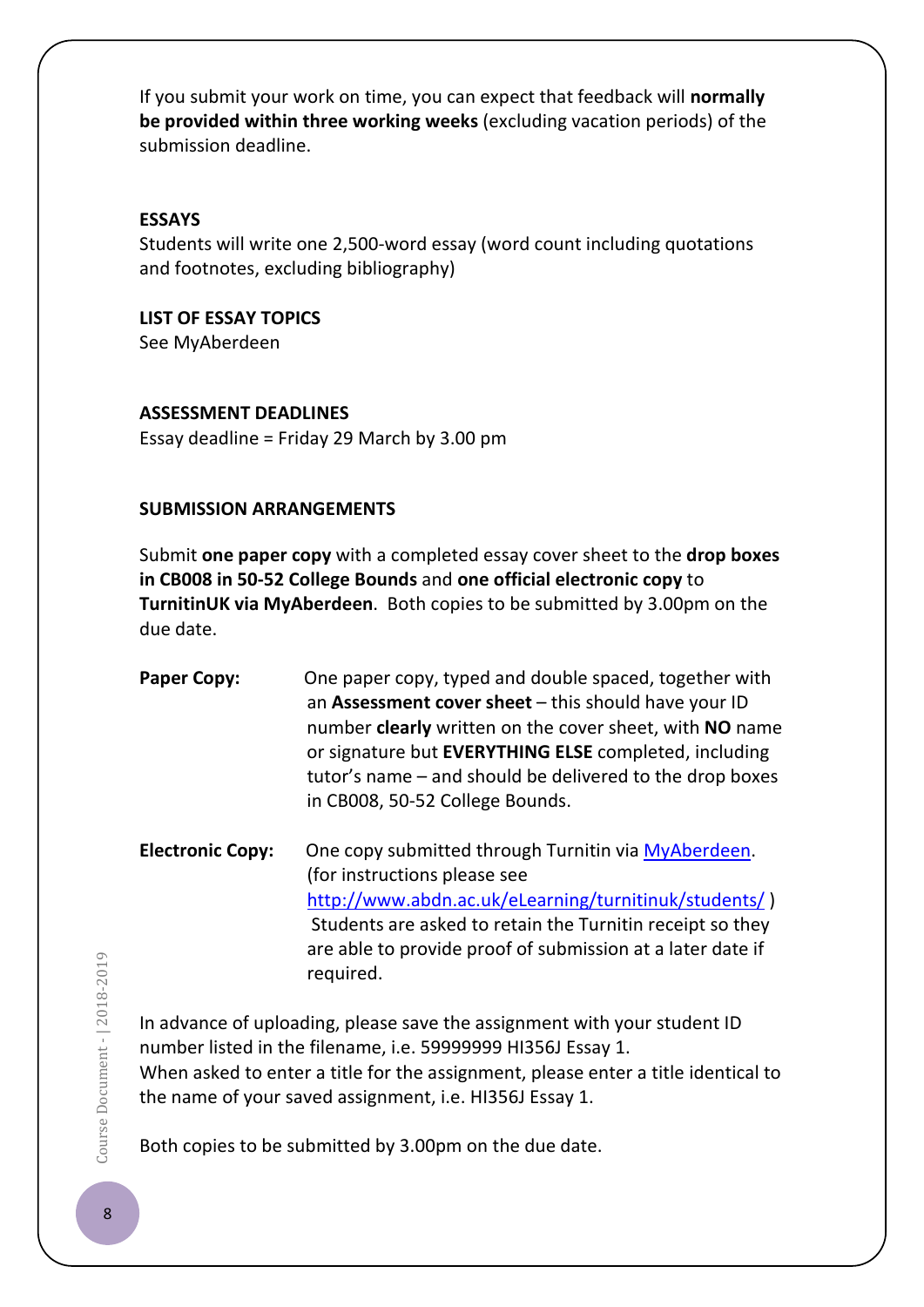If you submit your work on time, you can expect that feedback will **normally be provided within three working weeks** (excluding vacation periods) of the submission deadline.

**ESSAYS**

Students will write one 2,500-word essay (word count including quotations and footnotes, excluding bibliography)

**LIST OF ESSAY TOPICS**

See MyAberdeen

**ASSESSMENT DEADLINES**

Essay deadline = Friday 29 March by 3.00 pm

**SUBMISSION ARRANGEMENTS**

Submit **one paper copy** with a completed essay cover sheet to the **drop boxes in CB008 in 50-52 College Bounds** and **one official electronic copy** to **TurnitinUK via MyAberdeen**. Both copies to be submitted by 3.00pm on the due date.

**Paper Copy:** One paper copy, typed and double spaced, together with an **Assessment cover sheet** – this should have your ID number **clearly** written on the cover sheet, with **NO** name or signature but **EVERYTHING ELSE** completed, including tutor's name – and should be delivered to the drop boxes in CB008, 50-52 College Bounds.

**Electronic Copy:** One copy submitted through Turnitin via [MyAberdeen](MyAberdeen). (for instructions please see http://www.abdn.ac.uk/eLearning/turnitinuk/students/ ) Students are asked to retain the Turnitin receipt so they are able to provide proof of submission at a later date if required.

In advance of uploading, please save the assignment with your student ID number listed in the filename, i.e. 59999999 HI356J Essay 1.
When asked to enter a title for the assignment, please enter a title identical to the name of your saved assignment, i.e. HI356J Essay 1.

Both copies to be submitted by 3.00pm on the due date.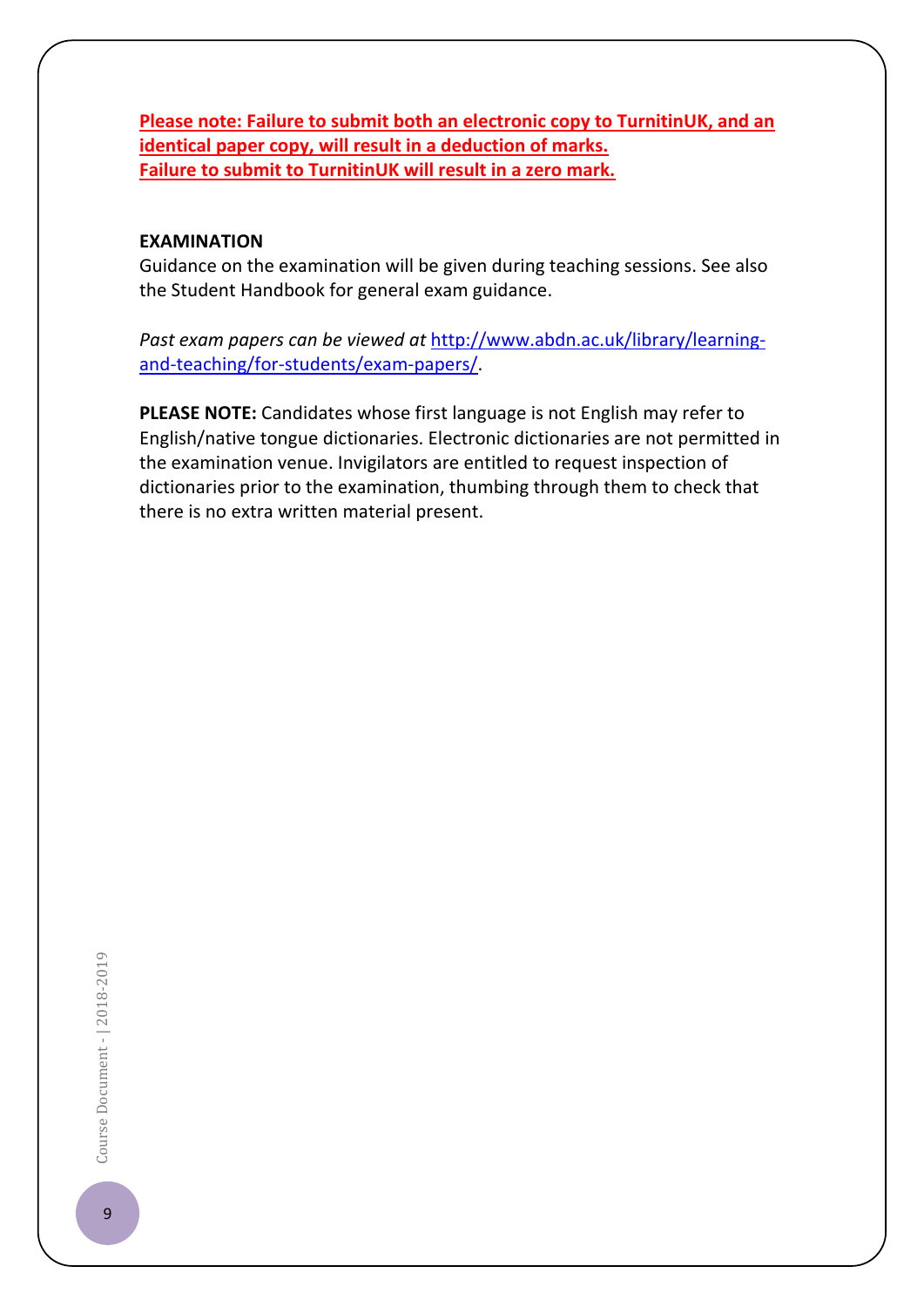**Please note: Failure to submit both an electronic copy to TurnitinUK, and an identical paper copy, will result in a deduction of marks.**
**Failure to submit to TurnitinUK will result in a zero mark.**

**EXAMINATION**

Guidance on the examination will be given during teaching sessions. See also the Student Handbook for general exam guidance.

*Past exam papers can be viewed at* http://www.abdn.ac.uk/library/learning-and-teaching/for-students/exam-papers/.

**PLEASE NOTE:** Candidates whose first language is not English may refer to English/native tongue dictionaries. Electronic dictionaries are not permitted in the examination venue. Invigilators are entitled to request inspection of dictionaries prior to the examination, thumbing through them to check that there is no extra written material present.